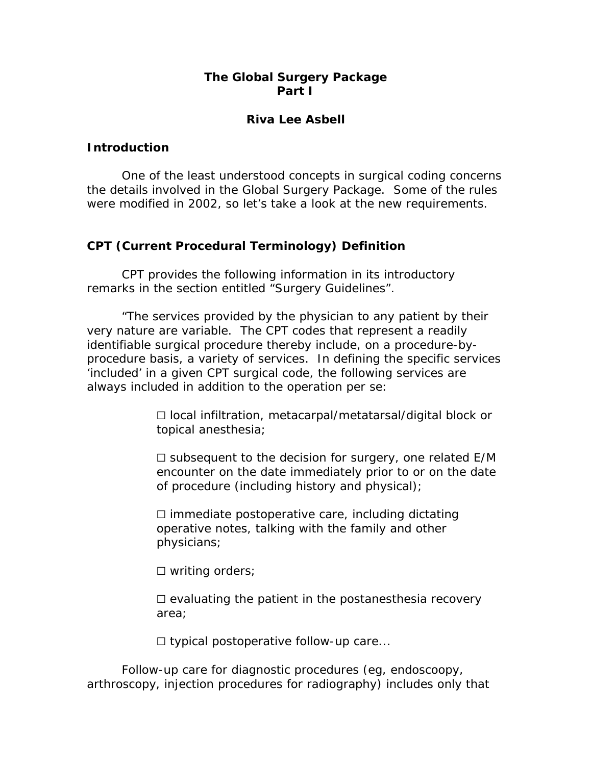# The Global Surgery Package
## Part I

**Riva Lee Asbell**

### Introduction

One of the least understood concepts in surgical coding concerns the details involved in the Global Surgery Package. Some of the rules were modified in 2002, so let's take a look at the new requirements.

### CPT (Current Procedural Terminology) Definition

CPT provides the following information in its introductory remarks in the section entitled "Surgery Guidelines".

"The services provided by the physician to any patient by their very nature are variable. The CPT codes that represent a readily identifiable surgical procedure thereby include, on a procedure-by-procedure basis, a variety of services. In defining the specific services 'included' in a given CPT surgical code, the following services are always included in addition to the operation per se:

- ☐ local infiltration, metacarpal/metatarsal/digital block or topical anesthesia;
- ☐ subsequent to the decision for surgery, one related E/M encounter on the date immediately prior to or on the date of procedure (including history and physical);
- ☐ immediate postoperative care, including dictating operative notes, talking with the family and other physicians;
- ☐ writing orders;
- ☐ evaluating the patient in the postanesthesia recovery area;
- ☐ typical postoperative follow-up care...

Follow-up care for diagnostic procedures (eg, endoscoopy, arthroscopy, injection procedures for radiography) includes only that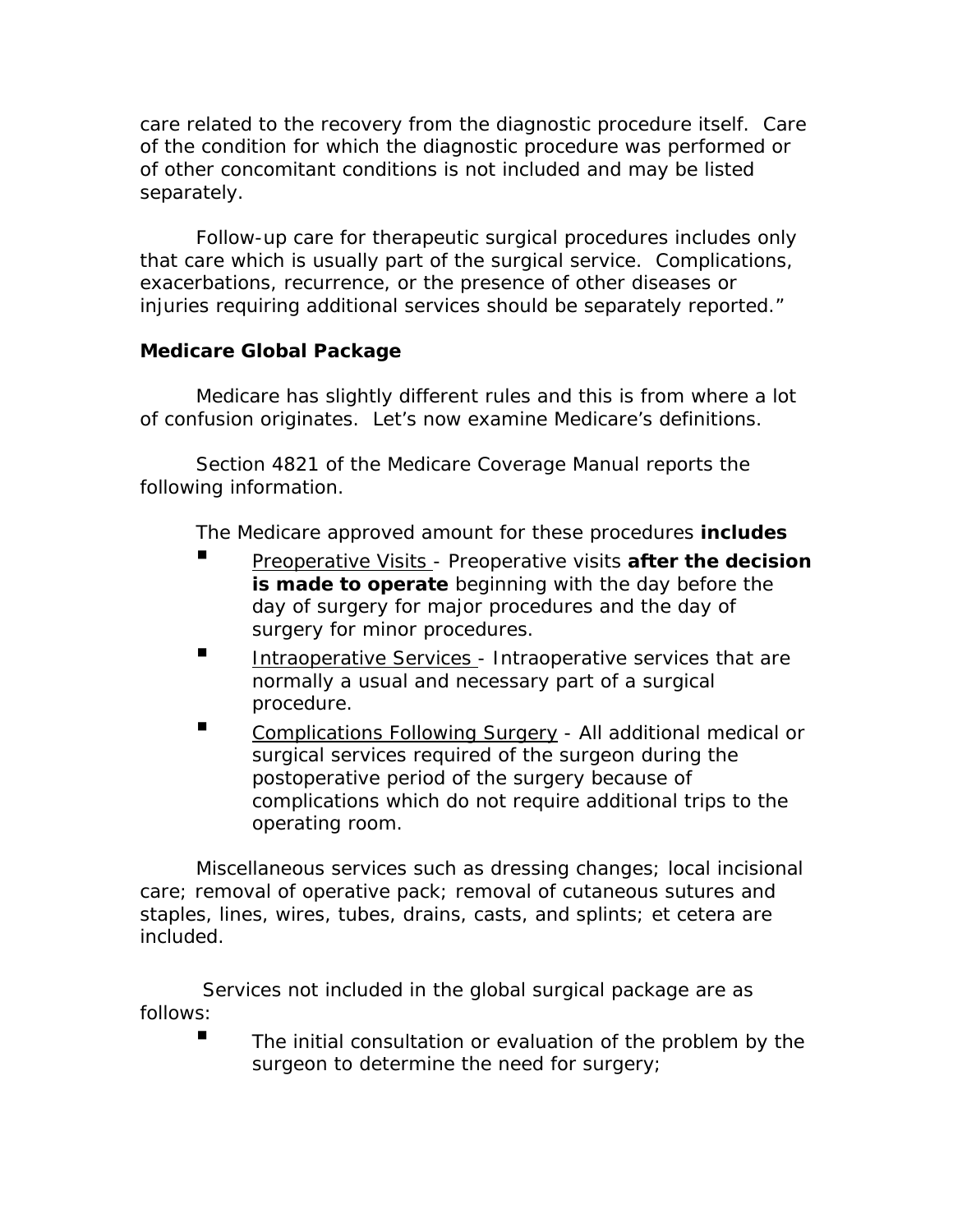care related to the recovery from the diagnostic procedure itself. Care of the condition for which the diagnostic procedure was performed or of other concomitant conditions is not included and may be listed separately.

Follow-up care for therapeutic surgical procedures includes only that care which is usually part of the surgical service. Complications, exacerbations, recurrence, or the presence of other diseases or injuries requiring additional services should be separately reported."

**Medicare Global Package**

Medicare has slightly different rules and this is from where a lot of confusion originates. Let's now examine Medicare's definitions.

Section 4821 of the Medicare Coverage Manual reports the following information.

The Medicare approved amount for these procedures **includes**

- <u>Preoperative Visits</u> - Preoperative visits **after the decision is made to operate** beginning with the day before the day of surgery for major procedures and the day of surgery for minor procedures.
- <u>Intraoperative Services</u> - Intraoperative services that are normally a usual and necessary part of a surgical procedure.
- <u>Complications Following Surgery</u> - All additional medical or surgical services required of the surgeon during the postoperative period of the surgery because of complications which do not require additional trips to the operating room.

Miscellaneous services such as dressing changes; local incisional care; removal of operative pack; removal of cutaneous sutures and staples, lines, wires, tubes, drains, casts, and splints; et cetera are included.

Services not included in the global surgical package are as follows:

- The initial consultation or evaluation of the problem by the surgeon to determine the need for surgery;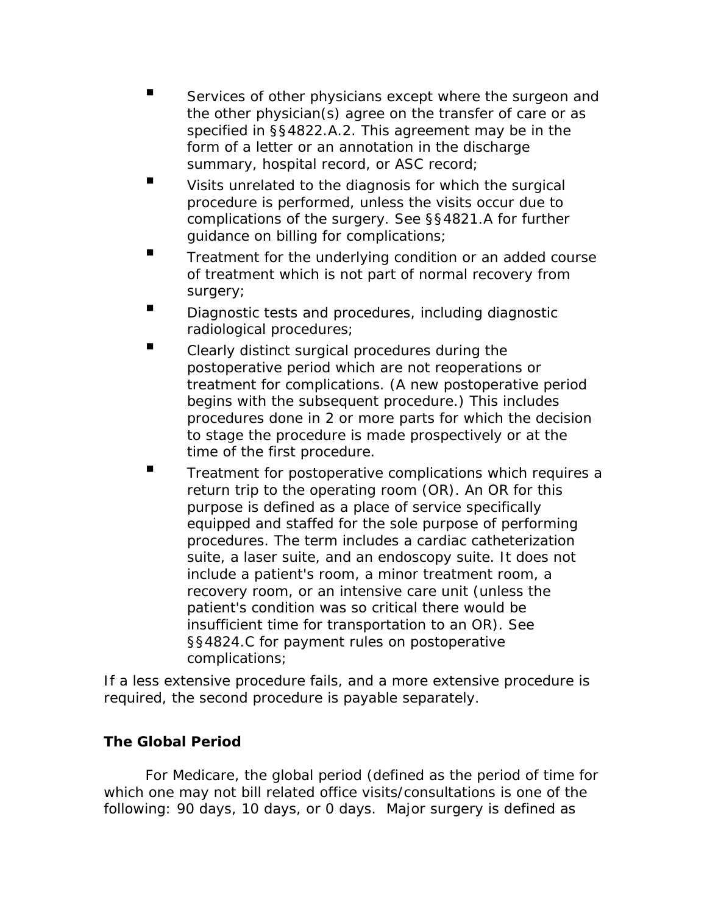- Services of other physicians except where the surgeon and the other physician(s) agree on the transfer of care or as specified in §§4822.A.2. This agreement may be in the form of a letter or an annotation in the discharge summary, hospital record, or ASC record;
- Visits unrelated to the diagnosis for which the surgical procedure is performed, unless the visits occur due to complications of the surgery. See §§4821.A for further guidance on billing for complications;
- Treatment for the underlying condition or an added course of treatment which is not part of normal recovery from surgery;
- Diagnostic tests and procedures, including diagnostic radiological procedures;
- Clearly distinct surgical procedures during the postoperative period which are not reoperations or treatment for complications. (A new postoperative period begins with the subsequent procedure.) This includes procedures done in 2 or more parts for which the decision to stage the procedure is made prospectively or at the time of the first procedure.
- Treatment for postoperative complications which requires a return trip to the operating room (OR). An OR for this purpose is defined as a place of service specifically equipped and staffed for the sole purpose of performing procedures. The term includes a cardiac catheterization suite, a laser suite, and an endoscopy suite. It does not include a patient's room, a minor treatment room, a recovery room, or an intensive care unit (unless the patient's condition was so critical there would be insufficient time for transportation to an OR). See §§4824.C for payment rules on postoperative complications;

If a less extensive procedure fails, and a more extensive procedure is required, the second procedure is payable separately.

**The Global Period**

For Medicare, the global period (defined as the period of time for which one may not bill related office visits/consultations is one of the following: 90 days, 10 days, or 0 days. Major surgery is defined as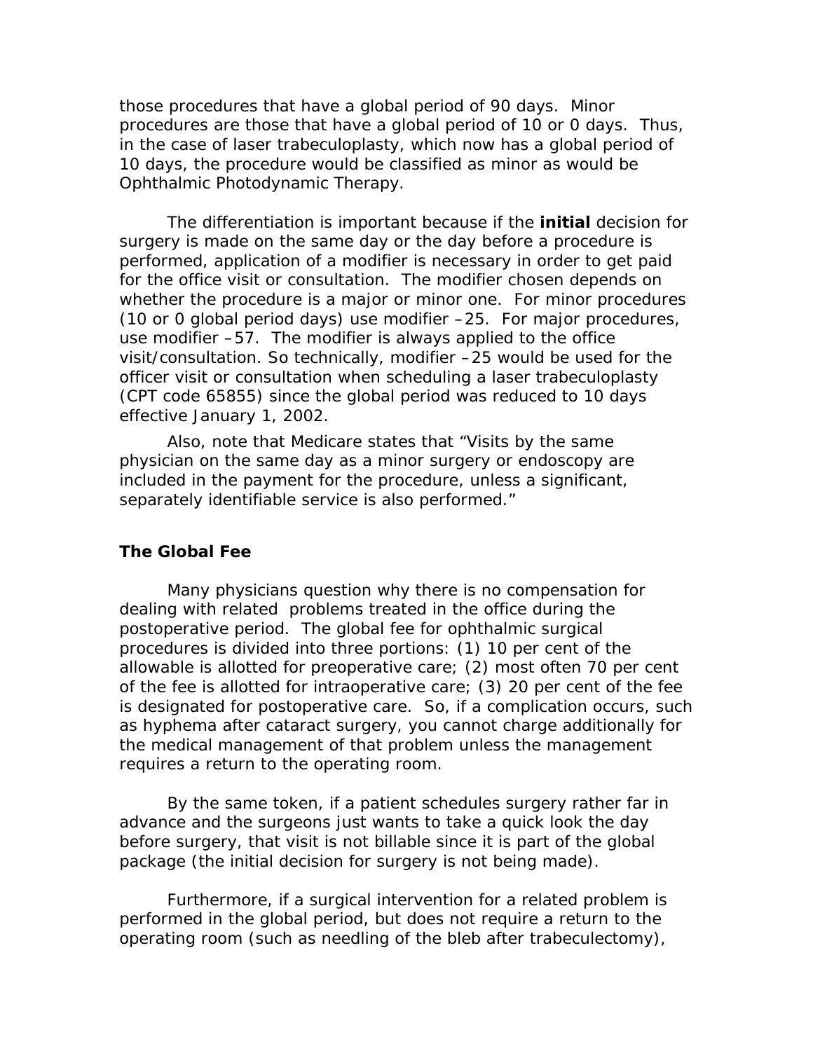those procedures that have a global period of 90 days. Minor procedures are those that have a global period of 10 or 0 days. Thus, in the case of laser trabeculoplasty, which now has a global period of 10 days, the procedure would be classified as minor as would be Ophthalmic Photodynamic Therapy.

The differentiation is important because if the **initial** decision for surgery is made on the same day or the day before a procedure is performed, application of a modifier is necessary in order to get paid for the office visit or consultation. The modifier chosen depends on whether the procedure is a major or minor one. For minor procedures (10 or 0 global period days) use modifier –25. For major procedures, use modifier –57. The modifier is always applied to the office visit/consultation. So technically, modifier –25 would be used for the officer visit or consultation when scheduling a laser trabeculoplasty (CPT code 65855) since the global period was reduced to 10 days effective January 1, 2002.

Also, note that Medicare states that "Visits by the same physician on the same day as a minor surgery or endoscopy are included in the payment for the procedure, unless a significant, separately identifiable service is also performed."

### The Global Fee

Many physicians question why there is no compensation for dealing with related problems treated in the office during the postoperative period. The global fee for ophthalmic surgical procedures is divided into three portions: (1) 10 per cent of the allowable is allotted for preoperative care; (2) most often 70 per cent of the fee is allotted for intraoperative care; (3) 20 per cent of the fee is designated for postoperative care. So, if a complication occurs, such as hyphema after cataract surgery, you cannot charge additionally for the medical management of that problem unless the management requires a return to the operating room.

By the same token, if a patient schedules surgery rather far in advance and the surgeons just wants to take a quick look the day before surgery, that visit is not billable since it is part of the global package (the initial decision for surgery is not being made).

Furthermore, if a surgical intervention for a related problem is performed in the global period, but does not require a return to the operating room (such as needling of the bleb after trabeculectomy),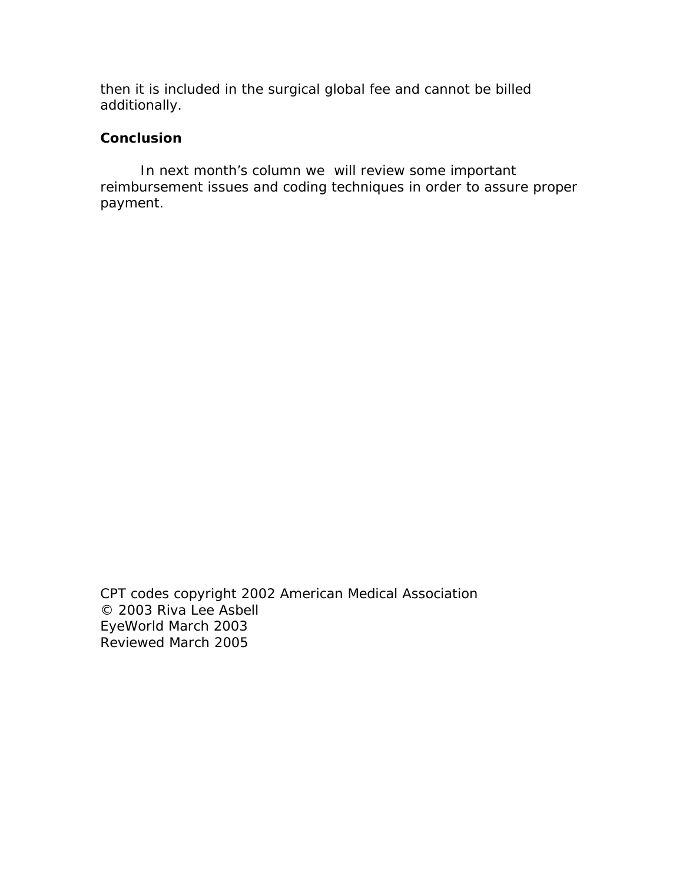then it is included in the surgical global fee and cannot be billed additionally.

**Conclusion**

In next month's column we will review some important reimbursement issues and coding techniques in order to assure proper payment.

CPT codes copyright 2002 American Medical Association
© 2003 Riva Lee Asbell
EyeWorld March 2003
Reviewed March 2005